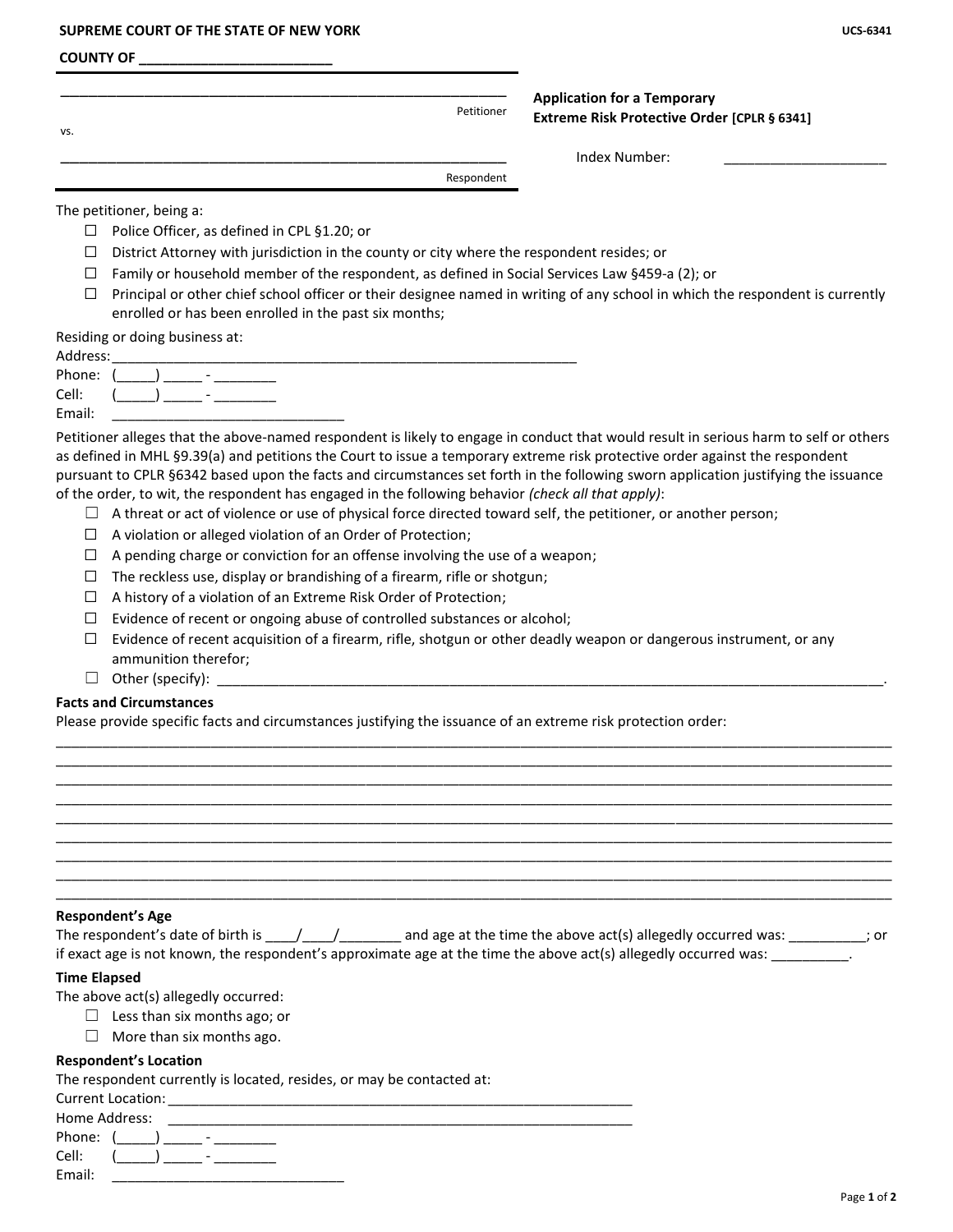**SUPREME COURT OF THE STATE OF NEW YORK** UCS-6341

**COUNTY OF \_\_\_\_\_\_\_\_\_\_\_\_\_\_\_\_\_\_\_\_\_\_\_\_\_**

\_\_\_\_\_\_\_\_\_\_\_\_\_\_\_\_\_\_\_\_\_\_\_\_\_\_\_\_\_\_\_\_\_\_\_\_\_\_\_\_\_\_\_\_\_\_\_\_\_\_\_\_\_\_\_\_ Petitioner

vs.

\_\_\_\_\_\_\_\_\_\_\_\_\_\_\_\_\_\_\_\_\_\_\_\_\_\_\_\_\_\_\_\_\_\_\_\_\_\_\_\_\_\_\_\_\_\_\_\_\_\_\_\_\_\_\_\_ Respondent

**Application for a Temporary Extreme Risk Protective Order [CPLR § 6341]**

Index Number: \_\_\_\_\_\_\_\_\_\_\_\_\_\_\_\_\_\_\_\_\_

The petitioner, being a:

- ☐ Police Officer, as defined in CPL §1.20; or
- ☐ District Attorney with jurisdiction in the county or city where the respondent resides; or
- ☐ Family or household member of the respondent, as defined in Social Services Law §459-a (2); or
- ☐ Principal or other chief school officer or their designee named in writing of any school in which the respondent is currently enrolled or has been enrolled in the past six months;

Residing or doing business at:
Address:\_\_\_\_\_\_\_\_\_\_\_\_\_\_\_\_\_\_\_\_\_\_\_\_\_\_\_\_\_\_\_\_\_\_\_\_\_\_\_\_\_\_\_\_\_\_\_\_\_\_\_\_\_\_\_\_\_\_\_\_
Phone: (\_\_\_\_\_) \_\_\_\_\_ - \_\_\_\_\_\_\_\_
Cell: (\_\_\_\_\_) \_\_\_\_\_ - \_\_\_\_\_\_\_\_
Email: \_\_\_\_\_\_\_\_\_\_\_\_\_\_\_\_\_\_\_\_\_\_\_\_\_\_\_\_\_\_

Petitioner alleges that the above-named respondent is likely to engage in conduct that would result in serious harm to self or others as defined in MHL §9.39(a) and petitions the Court to issue a temporary extreme risk protective order against the respondent pursuant to CPLR §6342 based upon the facts and circumstances set forth in the following sworn application justifying the issuance of the order, to wit, the respondent has engaged in the following behavior *(check all that apply)*:

- ☐ A threat or act of violence or use of physical force directed toward self, the petitioner, or another person;
- ☐ A violation or alleged violation of an Order of Protection;
- ☐ A pending charge or conviction for an offense involving the use of a weapon;
- ☐ The reckless use, display or brandishing of a firearm, rifle or shotgun;
- ☐ A history of a violation of an Extreme Risk Order of Protection;
- ☐ Evidence of recent or ongoing abuse of controlled substances or alcohol;
- ☐ Evidence of recent acquisition of a firearm, rifle, shotgun or other deadly weapon or dangerous instrument, or any ammunition therefor;
- ☐ Other (specify): \_\_\_\_\_\_\_\_\_\_\_\_\_\_\_\_\_\_\_\_\_\_\_\_\_\_\_\_\_\_\_\_\_\_\_\_\_\_\_\_\_\_\_\_\_\_\_\_\_\_\_\_\_\_\_\_\_\_\_\_\_\_\_\_\_\_\_\_\_\_\_\_\_\_\_\_\_\_\_\_.

**Facts and Circumstances**

Please provide specific facts and circumstances justifying the issuance of an extreme risk protection order:

\_\_\_\_\_\_\_\_\_\_\_\_\_\_\_\_\_\_\_\_\_\_\_\_\_\_\_\_\_\_\_\_\_\_\_\_\_\_\_\_\_\_\_\_\_\_\_\_\_\_\_\_\_\_\_\_\_\_\_\_\_\_\_\_\_\_\_\_\_\_\_\_\_\_\_\_\_\_\_\_\_\_\_\_\_\_\_\_\_\_\_\_\_\_\_\_

\_\_\_\_\_\_\_\_\_\_\_\_\_\_\_\_\_\_\_\_\_\_\_\_\_\_\_\_\_\_\_\_\_\_\_\_\_\_\_\_\_\_\_\_\_\_\_\_\_\_\_\_\_\_\_\_\_\_\_\_\_\_\_\_\_\_\_\_\_\_\_\_\_\_\_\_\_\_\_\_\_\_\_\_\_\_\_\_\_\_\_\_\_\_\_\_

\_\_\_\_\_\_\_\_\_\_\_\_\_\_\_\_\_\_\_\_\_\_\_\_\_\_\_\_\_\_\_\_\_\_\_\_\_\_\_\_\_\_\_\_\_\_\_\_\_\_\_\_\_\_\_\_\_\_\_\_\_\_\_\_\_\_\_\_\_\_\_\_\_\_\_\_\_\_\_\_\_\_\_\_\_\_\_\_\_\_\_\_\_\_\_\_

\_\_\_\_\_\_\_\_\_\_\_\_\_\_\_\_\_\_\_\_\_\_\_\_\_\_\_\_\_\_\_\_\_\_\_\_\_\_\_\_\_\_\_\_\_\_\_\_\_\_\_\_\_\_\_\_\_\_\_\_\_\_\_\_\_\_\_\_\_\_\_\_\_\_\_\_\_\_\_\_\_\_\_\_\_\_\_\_\_\_\_\_\_\_\_\_

\_\_\_\_\_\_\_\_\_\_\_\_\_\_\_\_\_\_\_\_\_\_\_\_\_\_\_\_\_\_\_\_\_\_\_\_\_\_\_\_\_\_\_\_\_\_\_\_\_\_\_\_\_\_\_\_\_\_\_\_\_\_\_\_\_\_\_\_\_\_\_\_\_\_\_\_\_\_\_\_\_\_\_\_\_\_\_\_\_\_\_\_\_\_\_\_

\_\_\_\_\_\_\_\_\_\_\_\_\_\_\_\_\_\_\_\_\_\_\_\_\_\_\_\_\_\_\_\_\_\_\_\_\_\_\_\_\_\_\_\_\_\_\_\_\_\_\_\_\_\_\_\_\_\_\_\_\_\_\_\_\_\_\_\_\_\_\_\_\_\_\_\_\_\_\_\_\_\_\_\_\_\_\_\_\_\_\_\_\_\_\_\_

\_\_\_\_\_\_\_\_\_\_\_\_\_\_\_\_\_\_\_\_\_\_\_\_\_\_\_\_\_\_\_\_\_\_\_\_\_\_\_\_\_\_\_\_\_\_\_\_\_\_\_\_\_\_\_\_\_\_\_\_\_\_\_\_\_\_\_\_\_\_\_\_\_\_\_\_\_\_\_\_\_\_\_\_\_\_\_\_\_\_\_\_\_\_\_\_

\_\_\_\_\_\_\_\_\_\_\_\_\_\_\_\_\_\_\_\_\_\_\_\_\_\_\_\_\_\_\_\_\_\_\_\_\_\_\_\_\_\_\_\_\_\_\_\_\_\_\_\_\_\_\_\_\_\_\_\_\_\_\_\_\_\_\_\_\_\_\_\_\_\_\_\_\_\_\_\_\_\_\_\_\_\_\_\_\_\_\_\_\_\_\_\_

\_\_\_\_\_\_\_\_\_\_\_\_\_\_\_\_\_\_\_\_\_\_\_\_\_\_\_\_\_\_\_\_\_\_\_\_\_\_\_\_\_\_\_\_\_\_\_\_\_\_\_\_\_\_\_\_\_\_\_\_\_\_\_\_\_\_\_\_\_\_\_\_\_\_\_\_\_\_\_\_\_\_\_\_\_\_\_\_\_\_\_\_\_\_\_\_

**Respondent's Age**

The respondent's date of birth is \_\_\_\_/\_\_\_\_/\_\_\_\_\_\_\_\_ and age at the time the above act(s) allegedly occurred was: \_\_\_\_\_\_\_\_\_\_; or if exact age is not known, the respondent's approximate age at the time the above act(s) allegedly occurred was: \_\_\_\_\_\_\_\_\_\_.

**Time Elapsed**

The above act(s) allegedly occurred:

- ☐ Less than six months ago; or
- ☐ More than six months ago.

**Respondent's Location**

The respondent currently is located, resides, or may be contacted at:
Current Location: \_\_\_\_\_\_\_\_\_\_\_\_\_\_\_\_\_\_\_\_\_\_\_\_\_\_\_\_\_\_\_\_\_\_\_\_\_\_\_\_\_\_\_\_\_\_\_\_\_\_\_\_\_\_\_\_\_\_\_\_\_
Home Address: \_\_\_\_\_\_\_\_\_\_\_\_\_\_\_\_\_\_\_\_\_\_\_\_\_\_\_\_\_\_\_\_\_\_\_\_\_\_\_\_\_\_\_\_\_\_\_\_\_\_\_\_\_\_\_\_\_\_\_\_\_
Phone: (\_\_\_\_\_) \_\_\_\_\_ - \_\_\_\_\_\_\_\_
Cell: (\_\_\_\_\_) \_\_\_\_\_ - \_\_\_\_\_\_\_\_
Email: \_\_\_\_\_\_\_\_\_\_\_\_\_\_\_\_\_\_\_\_\_\_\_\_\_\_\_\_\_\_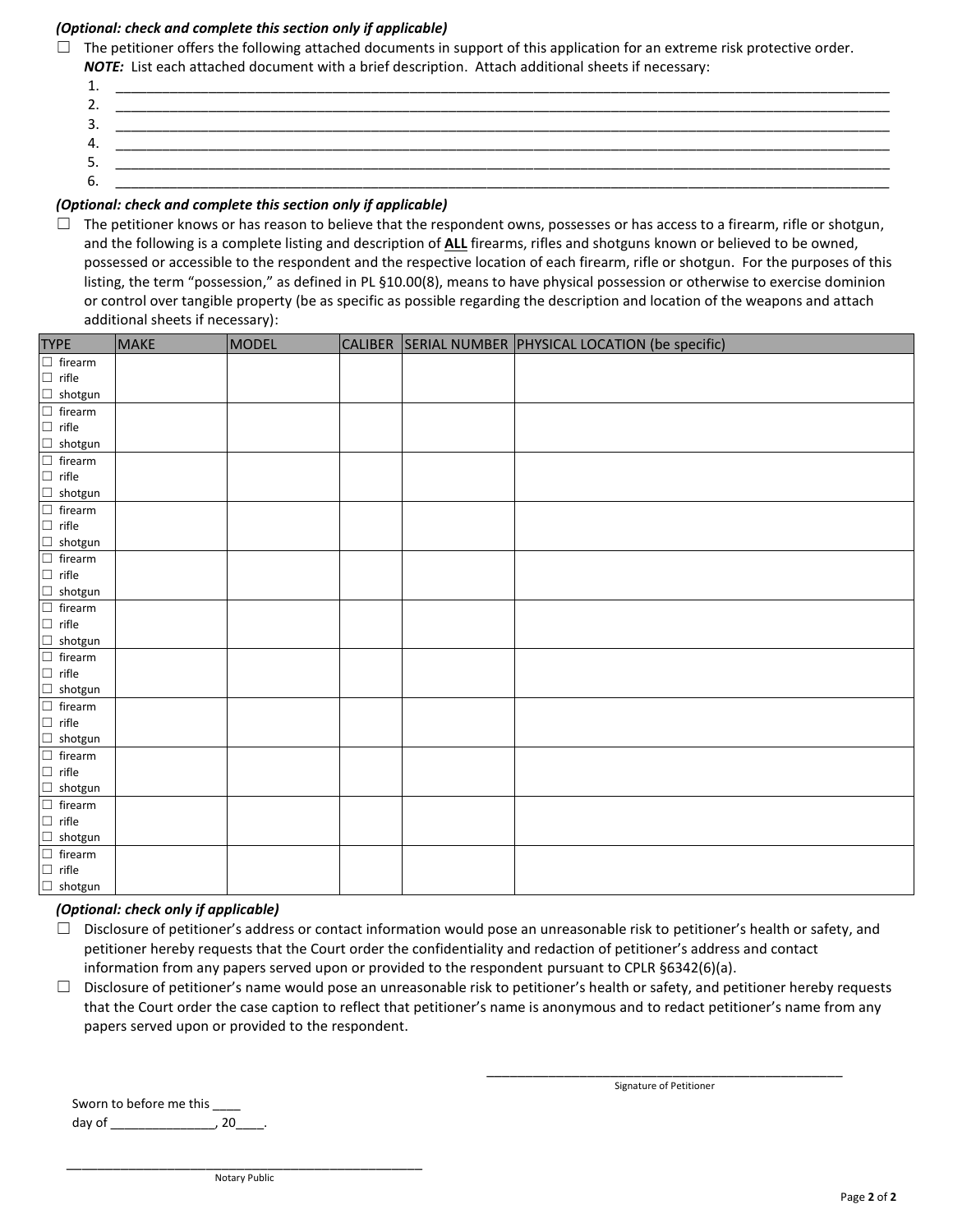***(Optional: check and complete this section only if applicable)***

☐ The petitioner offers the following attached documents in support of this application for an extreme risk protective order.
***NOTE:*** List each attached document with a brief description. Attach additional sheets if necessary:

1. ____________________________________________________________________________________________
2. ____________________________________________________________________________________________
3. ____________________________________________________________________________________________
4. ____________________________________________________________________________________________
5. ____________________________________________________________________________________________
6. ____________________________________________________________________________________________

***(Optional: check and complete this section only if applicable)***

☐ The petitioner knows or has reason to believe that the respondent owns, possesses or has access to a firearm, rifle or shotgun, and the following is a complete listing and description of **ALL** firearms, rifles and shotguns known or believed to be owned, possessed or accessible to the respondent and the respective location of each firearm, rifle or shotgun. For the purposes of this listing, the term "possession," as defined in PL §10.00(8), means to have physical possession or otherwise to exercise dominion or control over tangible property (be as specific as possible regarding the description and location of the weapons and attach additional sheets if necessary):

| TYPE | MAKE | MODEL | CALIBER | SERIAL NUMBER | PHYSICAL LOCATION (be specific) |
|---|---|---|---|---|---|
| ☐ firearm ☐ rifle ☐ shotgun | | | | | |
| ☐ firearm ☐ rifle ☐ shotgun | | | | | |
| ☐ firearm ☐ rifle ☐ shotgun | | | | | |
| ☐ firearm ☐ rifle ☐ shotgun | | | | | |
| ☐ firearm ☐ rifle ☐ shotgun | | | | | |
| ☐ firearm ☐ rifle ☐ shotgun | | | | | |
| ☐ firearm ☐ rifle ☐ shotgun | | | | | |
| ☐ firearm ☐ rifle ☐ shotgun | | | | | |
| ☐ firearm ☐ rifle ☐ shotgun | | | | | |
| ☐ firearm ☐ rifle ☐ shotgun | | | | | |
| ☐ firearm ☐ rifle ☐ shotgun | | | | | |

***(Optional: check only if applicable)***

☐ Disclosure of petitioner's address or contact information would pose an unreasonable risk to petitioner's health or safety, and petitioner hereby requests that the Court order the confidentiality and redaction of petitioner's address and contact information from any papers served upon or provided to the respondent pursuant to CPLR §6342(6)(a).

☐ Disclosure of petitioner's name would pose an unreasonable risk to petitioner's health or safety, and petitioner hereby requests that the Court order the case caption to reflect that petitioner's name is anonymous and to redact petitioner's name from any papers served upon or provided to the respondent.

_____________________________________________________
Signature of Petitioner

Sworn to before me this ____
day of _______________, 20____.

_____________________________________________________
Notary Public